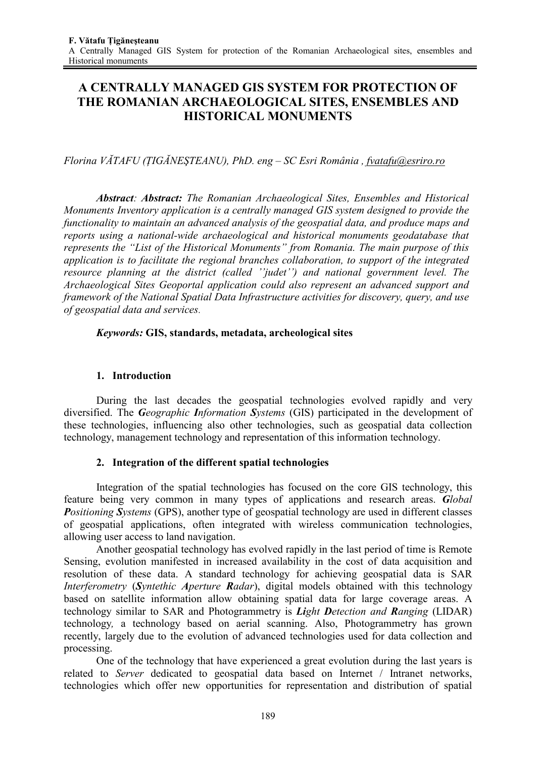# A CENTRALLY MANAGED GIS SYSTEM FOR PROTECTION OF THE ROMANIAN ARCHAEOLOGICAL SITES, ENSEMBLES AND HISTORICAL MONUMENTS

*Florina VĂTAFU (ŢIGĂNEŞTEANU), PhD. eng – SC Esri România , fvatafu@esriro.ro*

***Abstract**: **Abstract:** The Romanian Archaeological Sites, Ensembles and Historical Monuments Inventory application is a centrally managed GIS system designed to provide the functionality to maintain an advanced analysis of the geospatial data, and produce maps and reports using a national-wide archaeological and historical monuments geodatabase that represents the "List of the Historical Monuments" from Romania. The main purpose of this application is to facilitate the regional branches collaboration, to support of the integrated resource planning at the district (called ''judet'') and national government level. The Archaeological Sites Geoportal application could also represent an advanced support and framework of the National Spatial Data Infrastructure activities for discovery, query, and use of geospatial data and services.*

***Keywords:*** **GIS, standards, metadata, archeological sites**

## 1. Introduction

During the last decades the geospatial technologies evolved rapidly and very diversified. The ***G****eographic* ***I****nformation* ***S****ystems* (GIS) participated in the development of these technologies, influencing also other technologies, such as geospatial data collection technology, management technology and representation of this information technology.

## 2. Integration of the different spatial technologies

Integration of the spatial technologies has focused on the core GIS technology, this feature being very common in many types of applications and research areas. ***G****lobal* ***P****ositioning* ***S****ystems* (GPS), another type of geospatial technology are used in different classes of geospatial applications, often integrated with wireless communication technologies, allowing user access to land navigation.

Another geospatial technology has evolved rapidly in the last period of time is Remote Sensing, evolution manifested in increased availability in the cost of data acquisition and resolution of these data. A standard technology for achieving geospatial data is SAR *Interferometry* (***S****yntethic* ***A****perture* ***R****adar*), digital models obtained with this technology based on satellite information allow obtaining spatial data for large coverage areas. A technology similar to SAR and Photogrammetry is ***Li****ght* ***D****etection and* ***R****anging* (LIDAR) technology*,* a technology based on aerial scanning. Also, Photogrammetry has grown recently, largely due to the evolution of advanced technologies used for data collection and processing.

One of the technology that have experienced a great evolution during the last years is related to *Server* dedicated to geospatial data based on Internet / Intranet networks, technologies which offer new opportunities for representation and distribution of spatial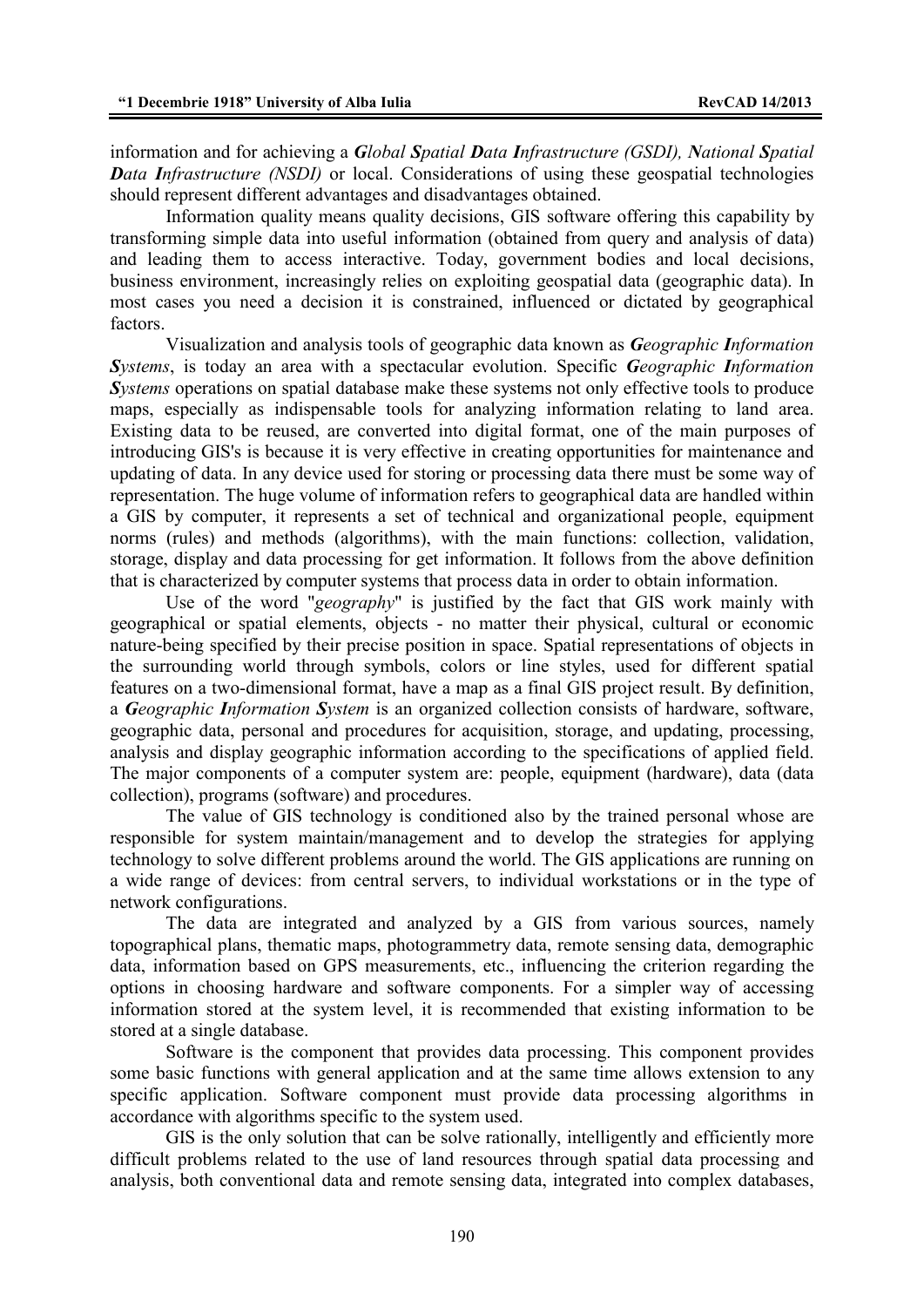information and for achieving a ***G**lobal **S**patial **D**ata **I**nfrastructure (GSDI), **N**ational **S**patial **D**ata **I**nfrastructure (NSDI)* or local. Considerations of using these geospatial technologies should represent different advantages and disadvantages obtained.

Information quality means quality decisions, GIS software offering this capability by transforming simple data into useful information (obtained from query and analysis of data) and leading them to access interactive. Today, government bodies and local decisions, business environment, increasingly relies on exploiting geospatial data (geographic data). In most cases you need a decision it is constrained, influenced or dictated by geographical factors.

Visualization and analysis tools of geographic data known as ***G**eographic **I**nformation **S**ystems*, is today an area with a spectacular evolution. Specific ***G**eographic **I**nformation **S**ystems* operations on spatial database make these systems not only effective tools to produce maps, especially as indispensable tools for analyzing information relating to land area. Existing data to be reused, are converted into digital format, one of the main purposes of introducing GIS's is because it is very effective in creating opportunities for maintenance and updating of data. In any device used for storing or processing data there must be some way of representation. The huge volume of information refers to geographical data are handled within a GIS by computer, it represents a set of technical and organizational people, equipment norms (rules) and methods (algorithms), with the main functions: collection, validation, storage, display and data processing for get information. It follows from the above definition that is characterized by computer systems that process data in order to obtain information.

Use of the word "*geography*" is justified by the fact that GIS work mainly with geographical or spatial elements, objects - no matter their physical, cultural or economic nature-being specified by their precise position in space. Spatial representations of objects in the surrounding world through symbols, colors or line styles, used for different spatial features on a two-dimensional format, have a map as a final GIS project result. By definition, a ***G**eographic **I**nformation **S**ystem* is an organized collection consists of hardware, software, geographic data, personal and procedures for acquisition, storage, and updating, processing, analysis and display geographic information according to the specifications of applied field. The major components of a computer system are: people, equipment (hardware), data (data collection), programs (software) and procedures.

The value of GIS technology is conditioned also by the trained personal whose are responsible for system maintain/management and to develop the strategies for applying technology to solve different problems around the world. The GIS applications are running on a wide range of devices: from central servers, to individual workstations or in the type of network configurations.

The data are integrated and analyzed by a GIS from various sources, namely topographical plans, thematic maps, photogrammetry data, remote sensing data, demographic data, information based on GPS measurements, etc., influencing the criterion regarding the options in choosing hardware and software components. For a simpler way of accessing information stored at the system level, it is recommended that existing information to be stored at a single database.

Software is the component that provides data processing. This component provides some basic functions with general application and at the same time allows extension to any specific application. Software component must provide data processing algorithms in accordance with algorithms specific to the system used.

GIS is the only solution that can be solve rationally, intelligently and efficiently more difficult problems related to the use of land resources through spatial data processing and analysis, both conventional data and remote sensing data, integrated into complex databases,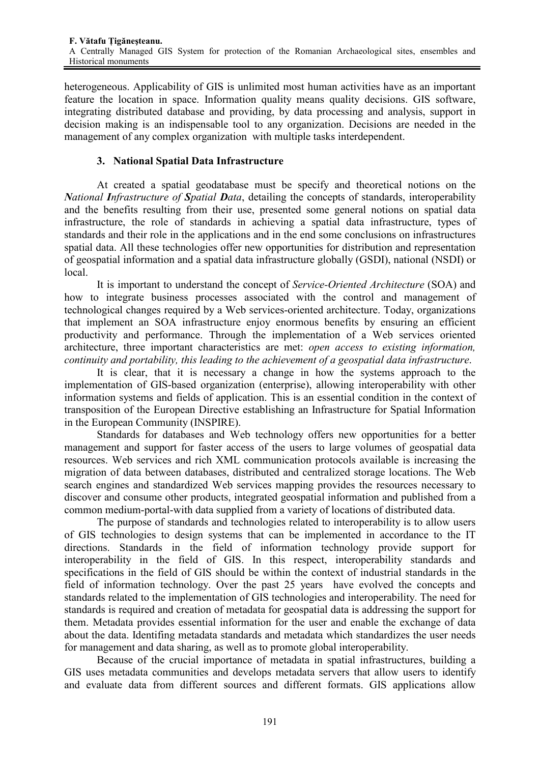heterogeneous. Applicability of GIS is unlimited most human activities have as an important feature the location in space. Information quality means quality decisions. GIS software, integrating distributed database and providing, by data processing and analysis, support in decision making is an indispensable tool to any organization. Decisions are needed in the management of any complex organization with multiple tasks interdependent.

## 3. National Spatial Data Infrastructure

At created a spatial geodatabase must be specify and theoretical notions on the ***N**ational **I**nfrastructure of **S**patial **D**ata*, detailing the concepts of standards, interoperability and the benefits resulting from their use, presented some general notions on spatial data infrastructure, the role of standards in achieving a spatial data infrastructure, types of standards and their role in the applications and in the end some conclusions on infrastructures spatial data. All these technologies offer new opportunities for distribution and representation of geospatial information and a spatial data infrastructure globally (GSDI), national (NSDI) or local.

It is important to understand the concept of *Service-Oriented Architecture* (SOA) and how to integrate business processes associated with the control and management of technological changes required by a Web services-oriented architecture. Today, organizations that implement an SOA infrastructure enjoy enormous benefits by ensuring an efficient productivity and performance. Through the implementation of a Web services oriented architecture, three important characteristics are met: *open access to existing information, continuity and portability, this leading to the achievement of a geospatial data infrastructure*.

It is clear, that it is necessary a change in how the systems approach to the implementation of GIS-based organization (enterprise), allowing interoperability with other information systems and fields of application. This is an essential condition in the context of transposition of the European Directive establishing an Infrastructure for Spatial Information in the European Community (INSPIRE).

Standards for databases and Web technology offers new opportunities for a better management and support for faster access of the users to large volumes of geospatial data resources. Web services and rich XML communication protocols available is increasing the migration of data between databases, distributed and centralized storage locations. The Web search engines and standardized Web services mapping provides the resources necessary to discover and consume other products, integrated geospatial information and published from a common medium-portal-with data supplied from a variety of locations of distributed data.

The purpose of standards and technologies related to interoperability is to allow users of GIS technologies to design systems that can be implemented in accordance to the IT directions. Standards in the field of information technology provide support for interoperability in the field of GIS. In this respect, interoperability standards and specifications in the field of GIS should be within the context of industrial standards in the field of information technology. Over the past 25 years have evolved the concepts and standards related to the implementation of GIS technologies and interoperability. The need for standards is required and creation of metadata for geospatial data is addressing the support for them. Metadata provides essential information for the user and enable the exchange of data about the data. Identifing metadata standards and metadata which standardizes the user needs for management and data sharing, as well as to promote global interoperability.

Because of the crucial importance of metadata in spatial infrastructures, building a GIS uses metadata communities and develops metadata servers that allow users to identify and evaluate data from different sources and different formats. GIS applications allow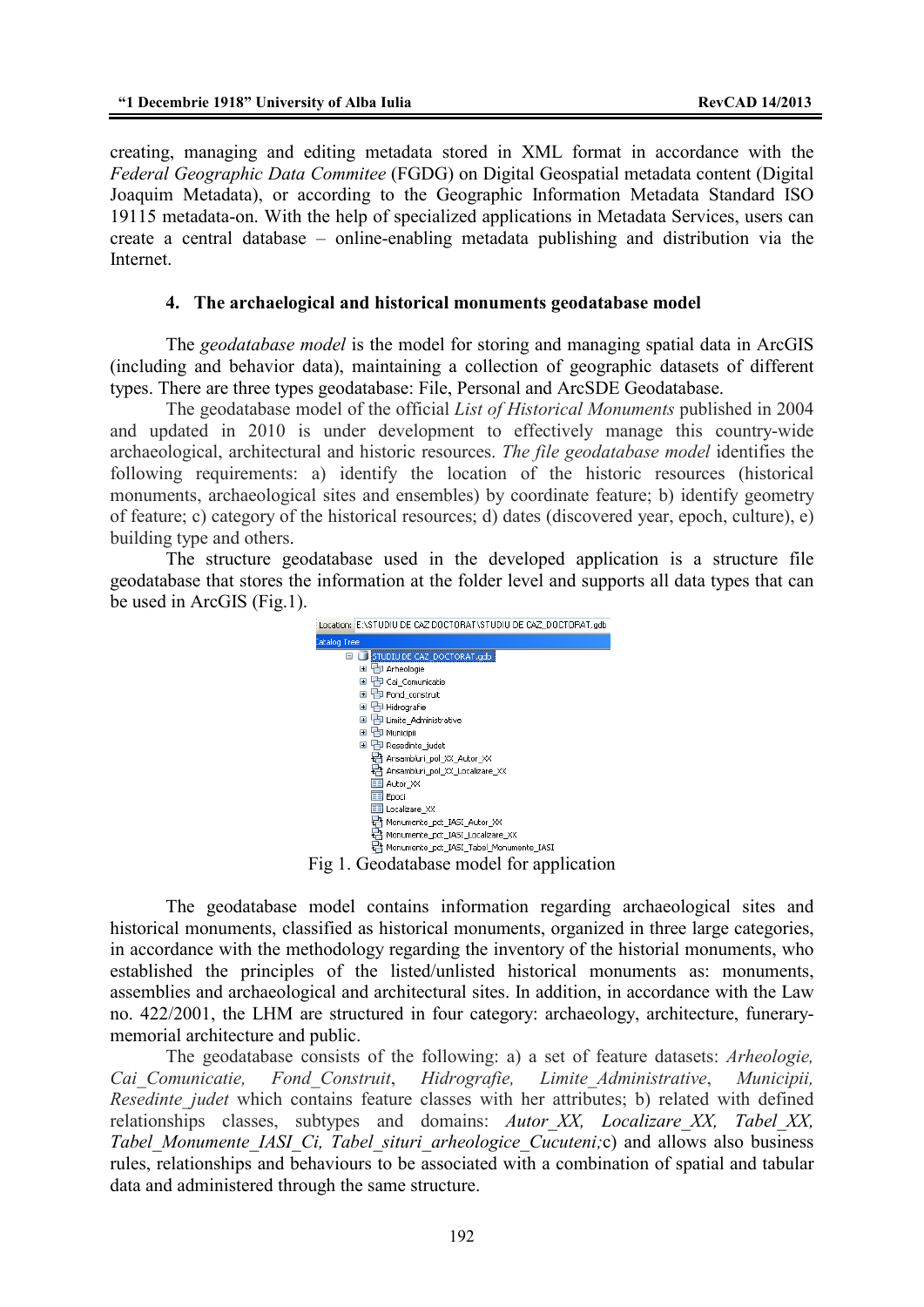creating, managing and editing metadata stored in XML format in accordance with the *Federal Geographic Data Commitee* (FGDG) on Digital Geospatial metadata content (Digital Joaquim Metadata), or according to the Geographic Information Metadata Standard ISO 19115 metadata-on. With the help of specialized applications in Metadata Services, users can create a central database – online-enabling metadata publishing and distribution via the Internet.

## 4. The archaeological and historical monuments geodatabase model

The *geodatabase model* is the model for storing and managing spatial data in ArcGIS (including and behavior data), maintaining a collection of geographic datasets of different types. There are three types geodatabase: File, Personal and ArcSDE Geodatabase.

The geodatabase model of the official *List of Historical Monuments* published in 2004 and updated in 2010 is under development to effectively manage this country-wide archaeological, architectural and historic resources. *The file geodatabase model* identifies the following requirements: a) identify the location of the historic resources (historical monuments, archaeological sites and ensembles) by coordinate feature; b) identify geometry of feature; c) category of the historical resources; d) dates (discovered year, epoch, culture), e) building type and others.

The structure geodatabase used in the developed application is a structure file geodatabase that stores the information at the folder level and supports all data types that can be used in ArcGIS (Fig.1).

Fig 1. Geodatabase model for application

The geodatabase model contains information regarding archaeological sites and historical monuments, classified as historical monuments, organized in three large categories, in accordance with the methodology regarding the inventory of the historial monuments, who established the principles of the listed/unlisted historical monuments as: monuments, assemblies and archaeological and architectural sites. In addition, in accordance with the Law no. 422/2001, the LHM are structured in four category: archaeology, architecture, funerary-memorial architecture and public.

The geodatabase consists of the following: a) a set of feature datasets: *Arheologie, Cai_Comunicatie, Fond_Construit, Hidrografie, Limite_Administrative, Municipii, Resedinte_judet* which contains feature classes with her attributes; b) related with defined relationships classes, subtypes and domains: *Autor_XX, Localizare_XX, Tabel_XX, Tabel_Monumente_IASI_Ci, Tabel_situri_arheologice_Cucuteni;*c) and allows also business rules, relationships and behaviours to be associated with a combination of spatial and tabular data and administered through the same structure.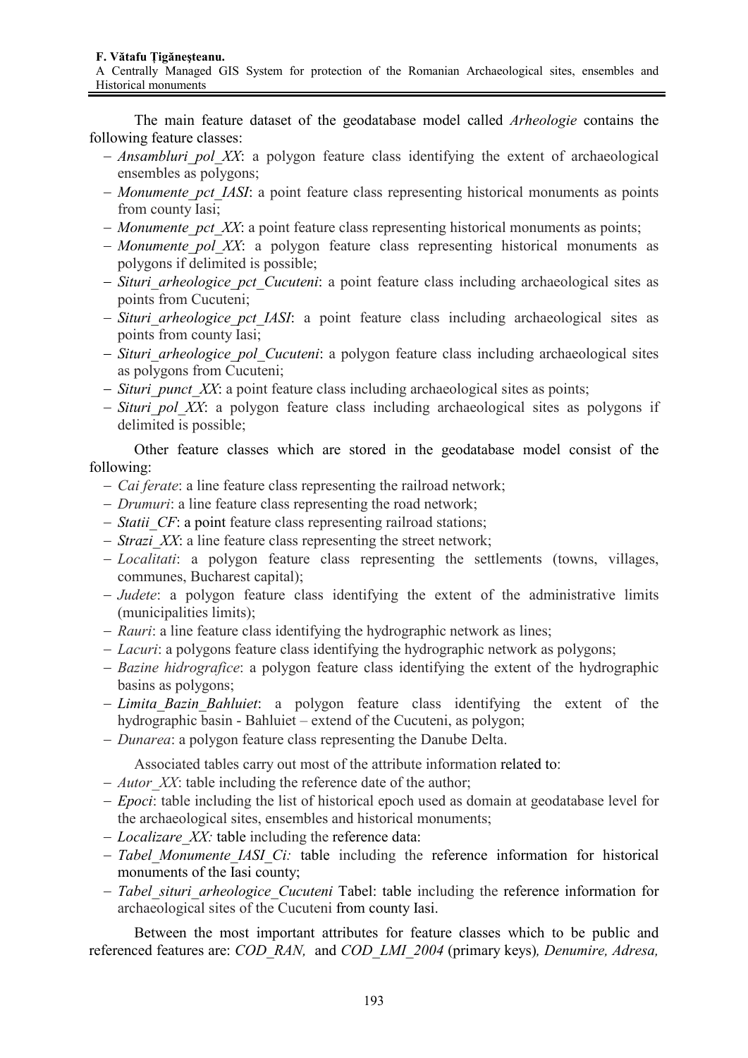The main feature dataset of the geodatabase model called *Arheologie* contains the following feature classes:

- *Ansambluri_pol_XX*: a polygon feature class identifying the extent of archaeological ensembles as polygons;
- *Monumente_pct_IASI*: a point feature class representing historical monuments as points from county Iasi;
- *Monumente_pct_XX*: a point feature class representing historical monuments as points;
- *Monumente_pol_XX*: a polygon feature class representing historical monuments as polygons if delimited is possible;
- *Situri_arheologice_pct_Cucuteni*: a point feature class including archaeological sites as points from Cucuteni;
- *Situri_arheologice_pct_IASI*: a point feature class including archaeological sites as points from county Iasi;
- *Situri_arheologice_pol_Cucuteni*: a polygon feature class including archaeological sites as polygons from Cucuteni;
- *Situri_punct_XX*: a point feature class including archaeological sites as points;
- *Situri_pol_XX*: a polygon feature class including archaeological sites as polygons if delimited is possible;

Other feature classes which are stored in the geodatabase model consist of the following:

- *Cai ferate*: a line feature class representing the railroad network;
- *Drumuri*: a line feature class representing the road network;
- *Statii_CF*: a point feature class representing railroad stations;
- *Strazi_XX*: a line feature class representing the street network;
- *Localitati*: a polygon feature class representing the settlements (towns, villages, communes, Bucharest capital);
- *Judete*: a polygon feature class identifying the extent of the administrative limits (municipalities limits);
- *Rauri*: a line feature class identifying the hydrographic network as lines;
- *Lacuri*: a polygons feature class identifying the hydrographic network as polygons;
- *Bazine hidrografice*: a polygon feature class identifying the extent of the hydrographic basins as polygons;
- *Limita_Bazin_Bahluiet*: a polygon feature class identifying the extent of the hydrographic basin - Bahluiet – extend of the Cucuteni, as polygon;
- *Dunarea*: a polygon feature class representing the Danube Delta.

Associated tables carry out most of the attribute information related to:

- *Autor_XX*: table including the reference date of the author;
- *Epoci*: table including the list of historical epoch used as domain at geodatabase level for the archaeological sites, ensembles and historical monuments;
- *Localizare_XX:* table including the reference data:
- *Tabel_Monumente_IASI_Ci:* table including the reference information for historical monuments of the Iasi county;
- *Tabel_situri_arheologice_Cucuteni* Tabel: table including the reference information for archaeological sites of the Cucuteni from county Iasi.

Between the most important attributes for feature classes which to be public and referenced features are: *COD_RAN,* and *COD_LMI_2004* (primary keys)*, Denumire, Adresa,*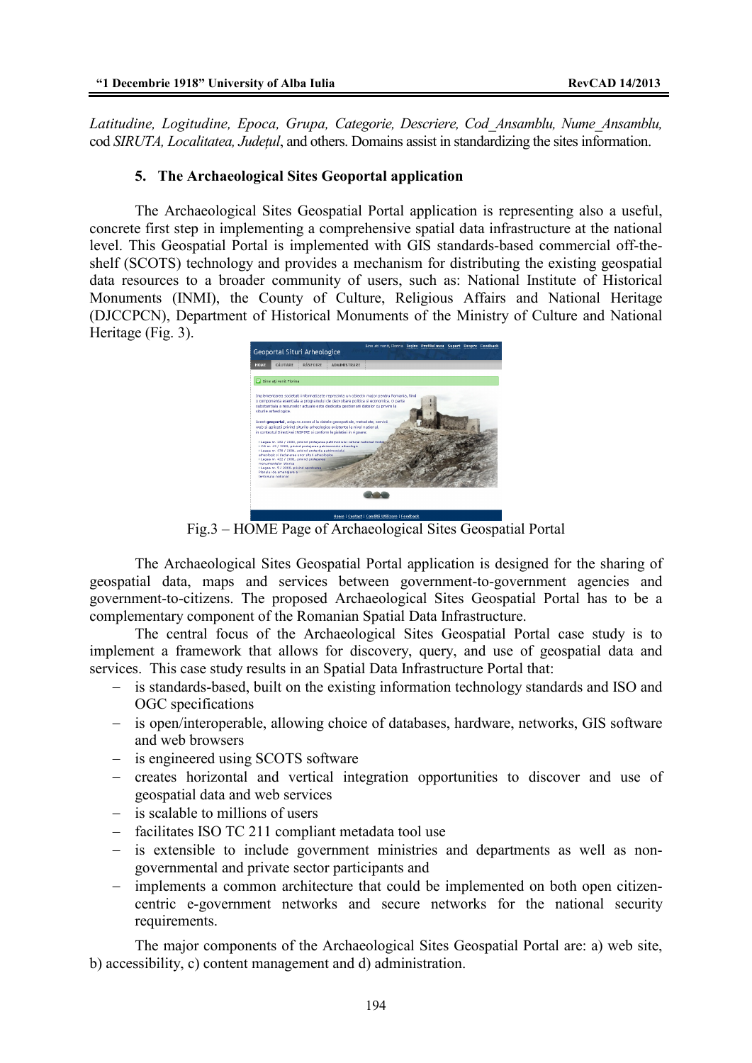*Latitudine, Logitudine, Epoca, Grupa, Categorie, Descriere, Cod_Ansamblu, Nume_Ansamblu,* cod *SIRUTA, Localitatea, Județul*, and others. Domains assist in standardizing the sites information.

## 5. The Archaeological Sites Geoportal application

The Archaeological Sites Geospatial Portal application is representing also a useful, concrete first step in implementing a comprehensive spatial data infrastructure at the national level. This Geospatial Portal is implemented with GIS standards-based commercial off-the-shelf (SCOTS) technology and provides a mechanism for distributing the existing geospatial data resources to a broader community of users, such as: National Institute of Historical Monuments (INMI), the County of Culture, Religious Affairs and National Heritage (DJCCPCN), Department of Historical Monuments of the Ministry of Culture and National Heritage (Fig. 3).

Fig.3 – HOME Page of Archaeological Sites Geospatial Portal

The Archaeological Sites Geospatial Portal application is designed for the sharing of geospatial data, maps and services between government-to-government agencies and government-to-citizens. The proposed Archaeological Sites Geospatial Portal has to be a complementary component of the Romanian Spatial Data Infrastructure.

The central focus of the Archaeological Sites Geospatial Portal case study is to implement a framework that allows for discovery, query, and use of geospatial data and services. This case study results in an Spatial Data Infrastructure Portal that:

- is standards-based, built on the existing information technology standards and ISO and OGC specifications
- is open/interoperable, allowing choice of databases, hardware, networks, GIS software and web browsers
- is engineered using SCOTS software
- creates horizontal and vertical integration opportunities to discover and use of geospatial data and web services
- is scalable to millions of users
- facilitates ISO TC 211 compliant metadata tool use
- is extensible to include government ministries and departments as well as non-governmental and private sector participants and
- implements a common architecture that could be implemented on both open citizen-centric e-government networks and secure networks for the national security requirements.

The major components of the Archaeological Sites Geospatial Portal are: a) web site, b) accessibility, c) content management and d) administration.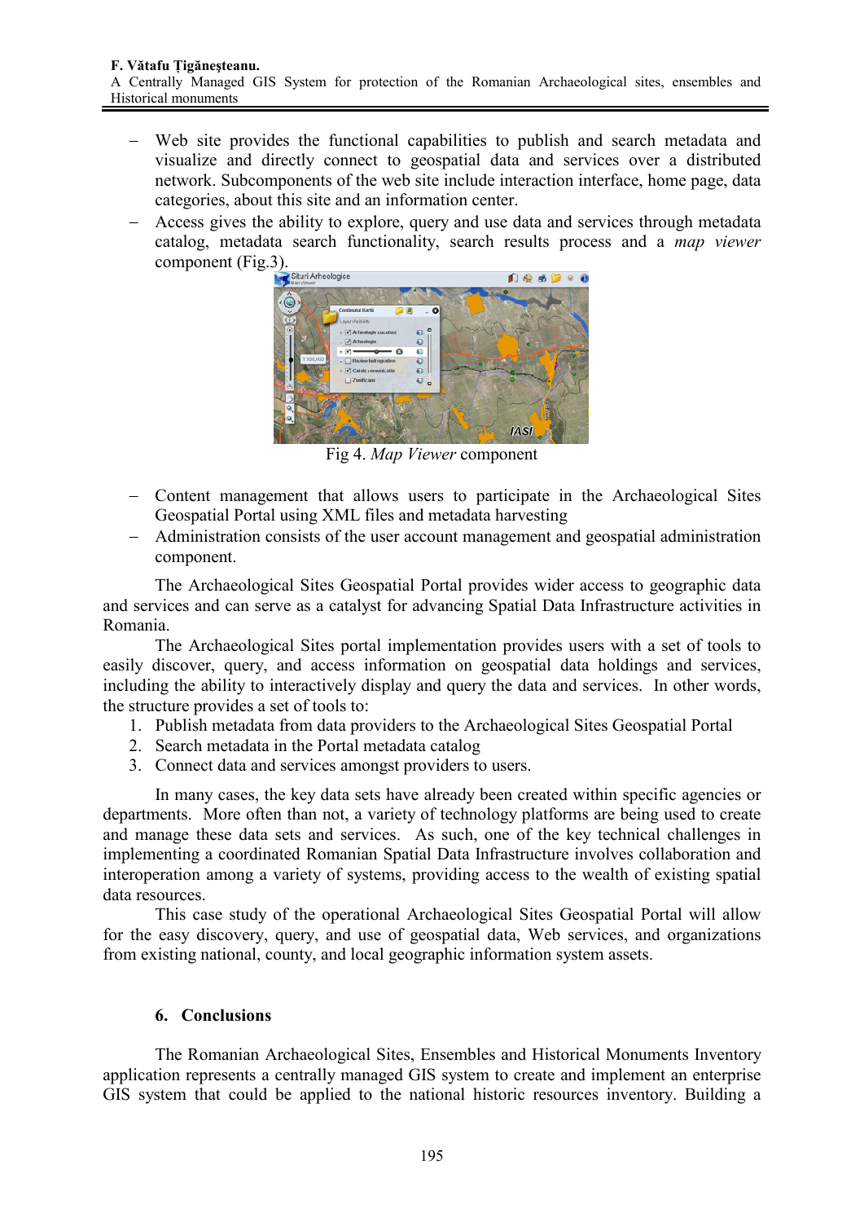- Web site provides the functional capabilities to publish and search metadata and visualize and directly connect to geospatial data and services over a distributed network. Subcomponents of the web site include interaction interface, home page, data categories, about this site and an information center.
- Access gives the ability to explore, query and use data and services through metadata catalog, metadata search functionality, search results process and a *map viewer* component (Fig.3).

Fig 4. *Map Viewer* component

- Content management that allows users to participate in the Archaeological Sites Geospatial Portal using XML files and metadata harvesting
- Administration consists of the user account management and geospatial administration component.

The Archaeological Sites Geospatial Portal provides wider access to geographic data and services and can serve as a catalyst for advancing Spatial Data Infrastructure activities in Romania.

The Archaeological Sites portal implementation provides users with a set of tools to easily discover, query, and access information on geospatial data holdings and services, including the ability to interactively display and query the data and services. In other words, the structure provides a set of tools to:

1. Publish metadata from data providers to the Archaeological Sites Geospatial Portal
2. Search metadata in the Portal metadata catalog
3. Connect data and services amongst providers to users.

In many cases, the key data sets have already been created within specific agencies or departments. More often than not, a variety of technology platforms are being used to create and manage these data sets and services. As such, one of the key technical challenges in implementing a coordinated Romanian Spatial Data Infrastructure involves collaboration and interoperation among a variety of systems, providing access to the wealth of existing spatial data resources.

This case study of the operational Archaeological Sites Geospatial Portal will allow for the easy discovery, query, and use of geospatial data, Web services, and organizations from existing national, county, and local geographic information system assets.

## 6. Conclusions

The Romanian Archaeological Sites, Ensembles and Historical Monuments Inventory application represents a centrally managed GIS system to create and implement an enterprise GIS system that could be applied to the national historic resources inventory. Building a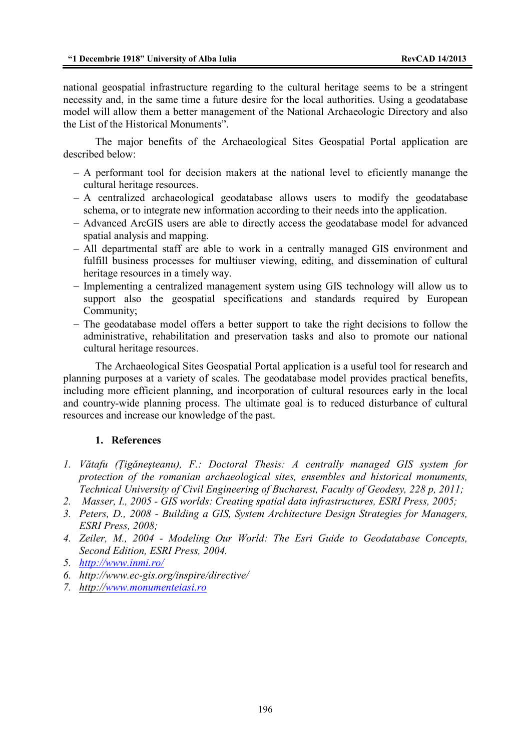national geospatial infrastructure regarding to the cultural heritage seems to be a stringent necessity and, in the same time a future desire for the local authorities. Using a geodatabase model will allow them a better management of the National Archaeologic Directory and also the List of the Historical Monuments".

The major benefits of the Archaeological Sites Geospatial Portal application are described below:

- A performant tool for decision makers at the national level to eficiently manange the cultural heritage resources.
- A centralized archaeological geodatabase allows users to modify the geodatabase schema, or to integrate new information according to their needs into the application.
- Advanced ArcGIS users are able to directly access the geodatabase model for advanced spatial analysis and mapping.
- All departmental staff are able to work in a centrally managed GIS environment and fulfill business processes for multiuser viewing, editing, and dissemination of cultural heritage resources in a timely way.
- Implementing a centralized management system using GIS technology will allow us to support also the geospatial specifications and standards required by European Community;
- The geodatabase model offers a better support to take the right decisions to follow the administrative, rehabilitation and preservation tasks and also to promote our national cultural heritage resources.

The Archaeological Sites Geospatial Portal application is a useful tool for research and planning purposes at a variety of scales. The geodatabase model provides practical benefits, including more efficient planning, and incorporation of cultural resources early in the local and country-wide planning process. The ultimate goal is to reduced disturbance of cultural resources and increase our knowledge of the past.

## 1. References

1. *Vătafu (Ţigăneşteanu), F.: Doctoral Thesis: A centrally managed GIS system for protection of the romanian archaeological sites, ensembles and historical monuments, Technical University of Civil Engineering of Bucharest, Faculty of Geodesy, 228 p, 2011;*
2. *Masser, I., 2005 - GIS worlds: Creating spatial data infrastructures, ESRI Press, 2005;*
3. *Peters, D., 2008 - Building a GIS, System Architecture Design Strategies for Managers, ESRI Press, 2008;*
4. *Zeiler, M., 2004 - Modeling Our World: The Esri Guide to Geodatabase Concepts, Second Edition, ESRI Press, 2004.*
5. *http://www.inmi.ro/*
6. *http://www.ec-gis.org/inspire/directive/*
7. *http://www.monumenteiasi.ro*